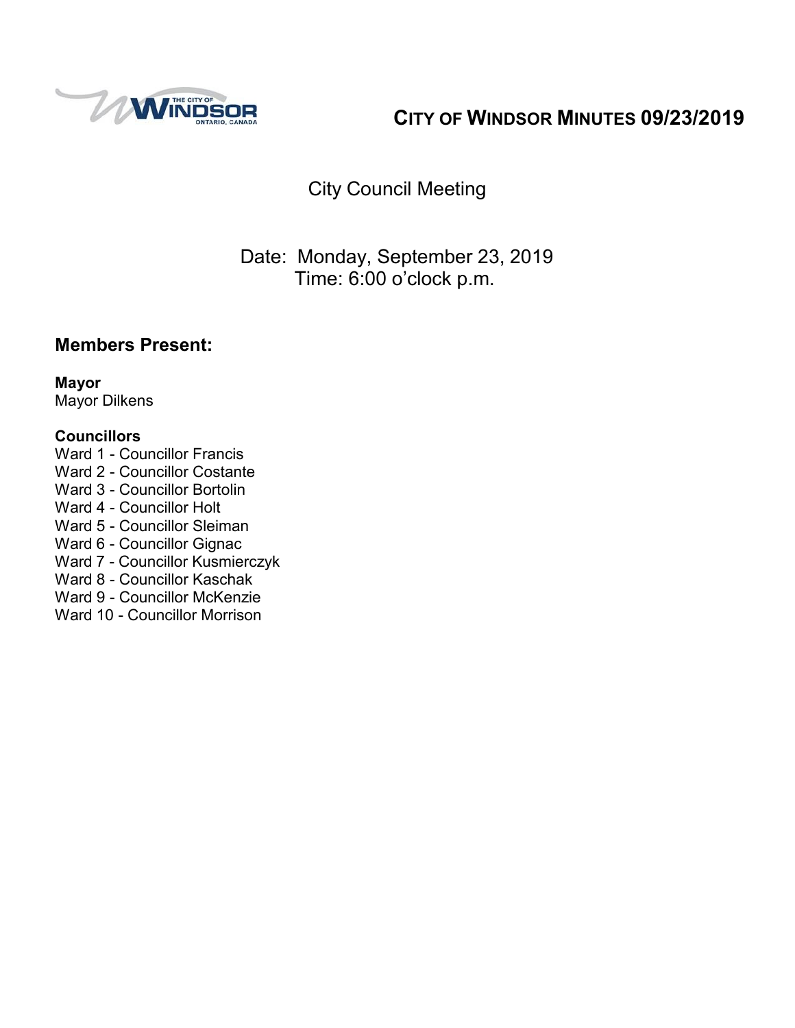# CITY OF WINDSOR MINUTES 09/23/2019

City Council Meeting

Date: Monday, September 23, 2019
Time: 6:00 o'clock p.m.

## Members Present:

**Mayor**
Mayor Dilkens

**Councillors**
Ward 1 - Councillor Francis
Ward 2 - Councillor Costante
Ward 3 - Councillor Bortolin
Ward 4 - Councillor Holt
Ward 5 - Councillor Sleiman
Ward 6 - Councillor Gignac
Ward 7 - Councillor Kusmierczyk
Ward 8 - Councillor Kaschak
Ward 9 - Councillor McKenzie
Ward 10 - Councillor Morrison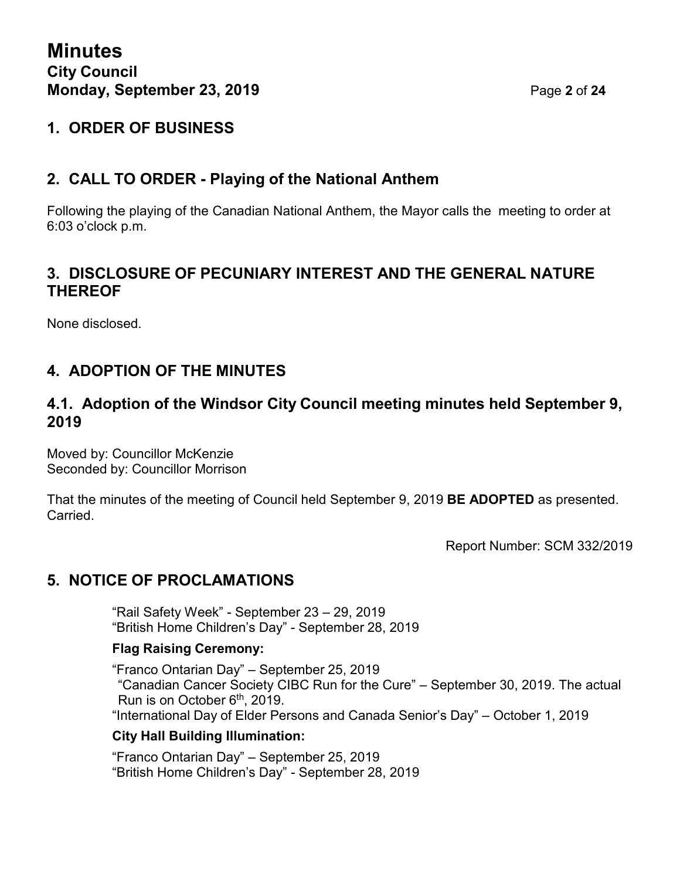## 1. ORDER OF BUSINESS

## 2. CALL TO ORDER - Playing of the National Anthem

Following the playing of the Canadian National Anthem, the Mayor calls the meeting to order at 6:03 o'clock p.m.

## 3. DISCLOSURE OF PECUNIARY INTEREST AND THE GENERAL NATURE THEREOF

None disclosed.

## 4. ADOPTION OF THE MINUTES

### 4.1. Adoption of the Windsor City Council meeting minutes held September 9, 2019

Moved by: Councillor McKenzie
Seconded by: Councillor Morrison

That the minutes of the meeting of Council held September 9, 2019 **BE ADOPTED** as presented.
Carried.

Report Number: SCM 332/2019

## 5. NOTICE OF PROCLAMATIONS

"Rail Safety Week" - September 23 – 29, 2019
"British Home Children's Day" - September 28, 2019

**Flag Raising Ceremony:**

"Franco Ontarian Day" – September 25, 2019
"Canadian Cancer Society CIBC Run for the Cure" – September 30, 2019. The actual Run is on October 6th, 2019.
"International Day of Elder Persons and Canada Senior's Day" – October 1, 2019

**City Hall Building Illumination:**

"Franco Ontarian Day" – September 25, 2019
"British Home Children's Day" - September 28, 2019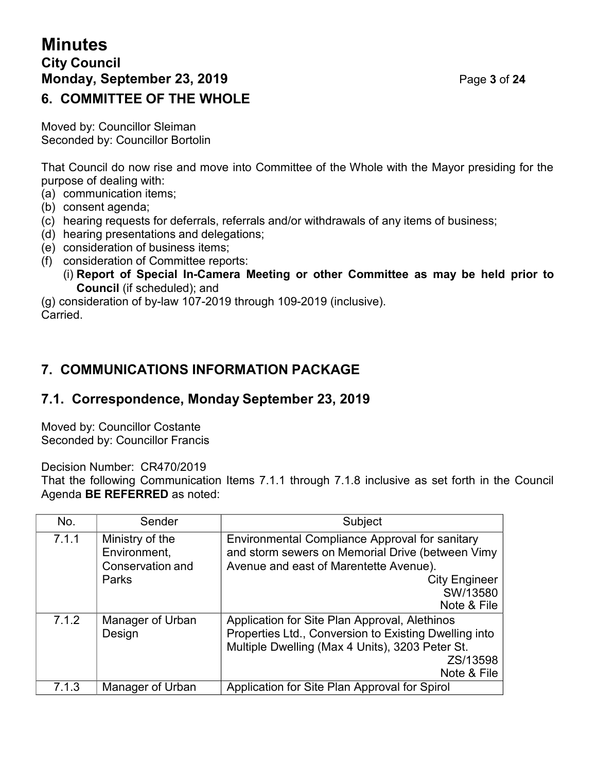## 6. COMMITTEE OF THE WHOLE

Moved by: Councillor Sleiman
Seconded by: Councillor Bortolin

That Council do now rise and move into Committee of the Whole with the Mayor presiding for the purpose of dealing with:

(a) communication items;
(b) consent agenda;
(c) hearing requests for deferrals, referrals and/or withdrawals of any items of business;
(d) hearing presentations and delegations;
(e) consideration of business items;
(f) consideration of Committee reports:
  (i) **Report of Special In-Camera Meeting or other Committee as may be held prior to Council** (if scheduled); and
(g) consideration of by-law 107-2019 through 109-2019 (inclusive).

Carried.

## 7. COMMUNICATIONS INFORMATION PACKAGE

### 7.1. Correspondence, Monday September 23, 2019

Moved by: Councillor Costante
Seconded by: Councillor Francis

Decision Number: CR470/2019
That the following Communication Items 7.1.1 through 7.1.8 inclusive as set forth in the Council Agenda **BE REFERRED** as noted:

| No. | Sender | Subject |
|---|---|---|
| 7.1.1 | Ministry of the Environment, Conservation and Parks | Environmental Compliance Approval for sanitary and storm sewers on Memorial Drive (between Vimy Avenue and east of Marentette Avenue). City Engineer SW/13580 Note & File |
| 7.1.2 | Manager of Urban Design | Application for Site Plan Approval, Alethinos Properties Ltd., Conversion to Existing Dwelling into Multiple Dwelling (Max 4 Units), 3203 Peter St. ZS/13598 Note & File |
| 7.1.3 | Manager of Urban | Application for Site Plan Approval for Spirol |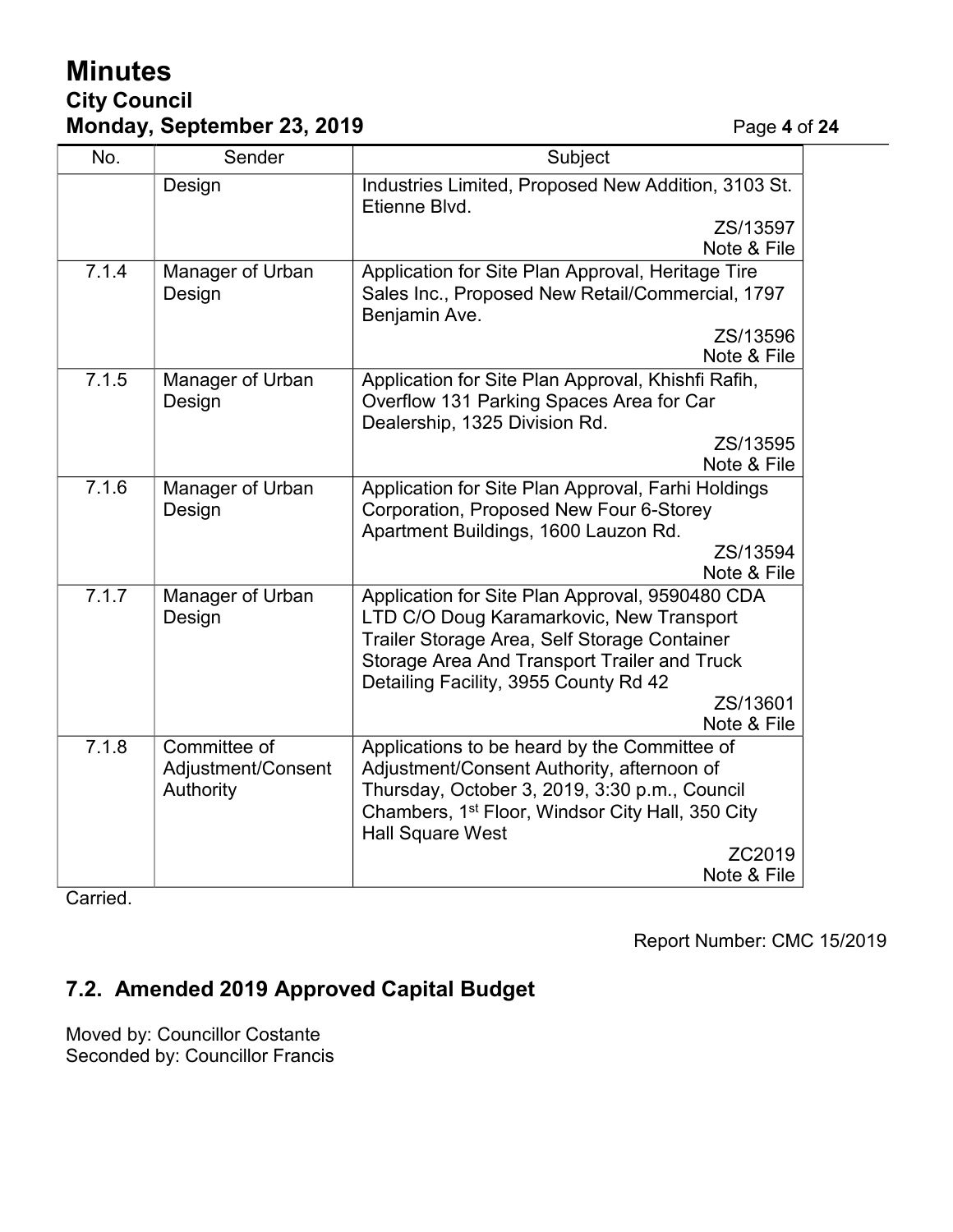| No. | Sender | Subject |
|---|---|---|
| | Design | Industries Limited, Proposed New Addition, 3103 St. Etienne Blvd. ZS/13597 Note & File |
| 7.1.4 | Manager of Urban Design | Application for Site Plan Approval, Heritage Tire Sales Inc., Proposed New Retail/Commercial, 1797 Benjamin Ave. ZS/13596 Note & File |
| 7.1.5 | Manager of Urban Design | Application for Site Plan Approval, Khishfi Rafih, Overflow 131 Parking Spaces Area for Car Dealership, 1325 Division Rd. ZS/13595 Note & File |
| 7.1.6 | Manager of Urban Design | Application for Site Plan Approval, Farhi Holdings Corporation, Proposed New Four 6-Storey Apartment Buildings, 1600 Lauzon Rd. ZS/13594 Note & File |
| 7.1.7 | Manager of Urban Design | Application for Site Plan Approval, 9590480 CDA LTD C/O Doug Karamarkovic, New Transport Trailer Storage Area, Self Storage Container Storage Area And Transport Trailer and Truck Detailing Facility, 3955 County Rd 42 ZS/13601 Note & File |
| 7.1.8 | Committee of Adjustment/Consent Authority | Applications to be heard by the Committee of Adjustment/Consent Authority, afternoon of Thursday, October 3, 2019, 3:30 p.m., Council Chambers, 1st Floor, Windsor City Hall, 350 City Hall Square West ZC2019 Note & File |

Carried.

Report Number: CMC 15/2019

## 7.2. Amended 2019 Approved Capital Budget

Moved by: Councillor Costante
Seconded by: Councillor Francis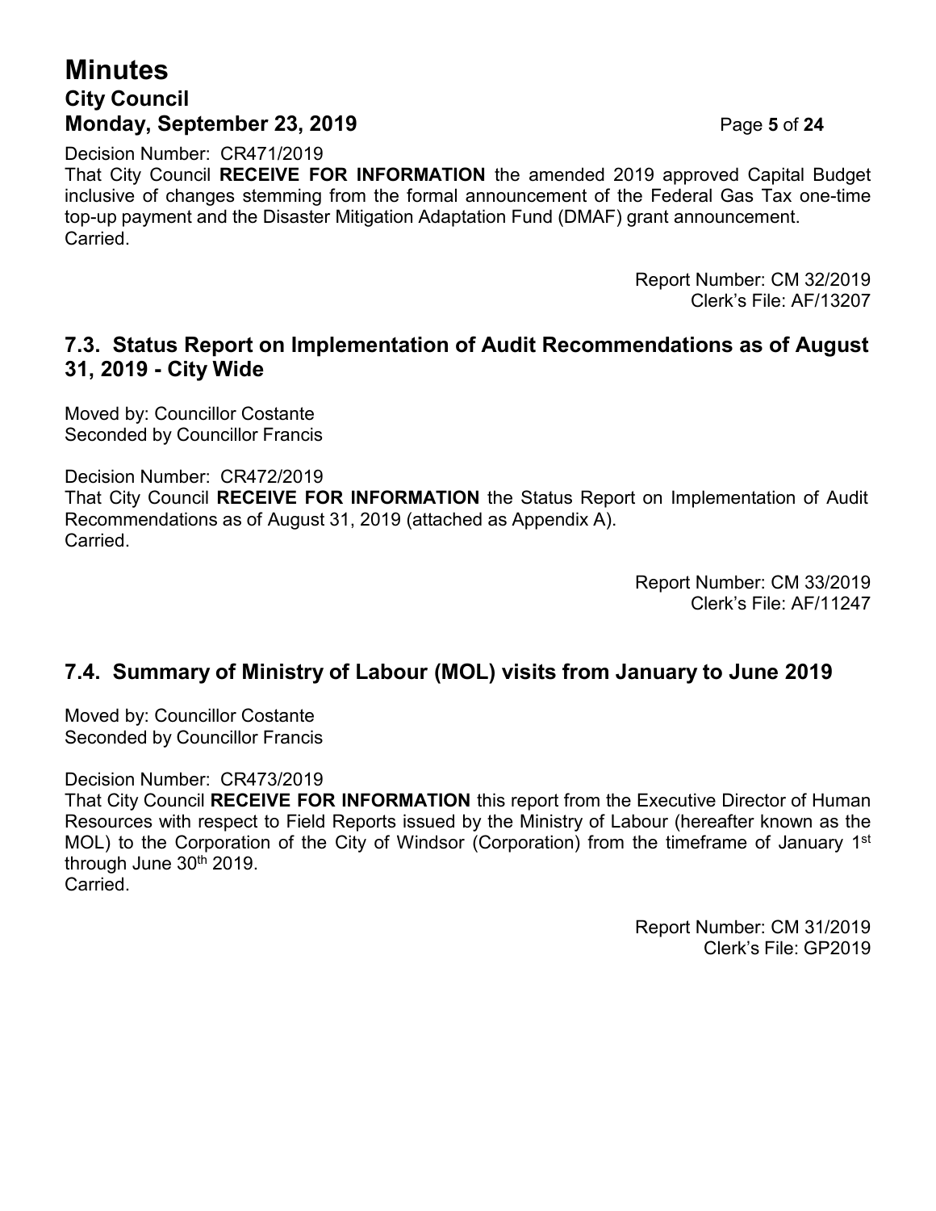Decision Number: CR471/2019
That City Council **RECEIVE FOR INFORMATION** the amended 2019 approved Capital Budget inclusive of changes stemming from the formal announcement of the Federal Gas Tax one-time top-up payment and the Disaster Mitigation Adaptation Fund (DMAF) grant announcement.
Carried.

Report Number: CM 32/2019
Clerk's File: AF/13207

## 7.3. Status Report on Implementation of Audit Recommendations as of August 31, 2019 - City Wide

Moved by: Councillor Costante
Seconded by Councillor Francis

Decision Number: CR472/2019
That City Council **RECEIVE FOR INFORMATION** the Status Report on Implementation of Audit Recommendations as of August 31, 2019 (attached as Appendix A).
Carried.

Report Number: CM 33/2019
Clerk's File: AF/11247

## 7.4. Summary of Ministry of Labour (MOL) visits from January to June 2019

Moved by: Councillor Costante
Seconded by Councillor Francis

Decision Number: CR473/2019
That City Council **RECEIVE FOR INFORMATION** this report from the Executive Director of Human Resources with respect to Field Reports issued by the Ministry of Labour (hereafter known as the MOL) to the Corporation of the City of Windsor (Corporation) from the timeframe of January 1st through June 30th 2019.
Carried.

Report Number: CM 31/2019
Clerk's File: GP2019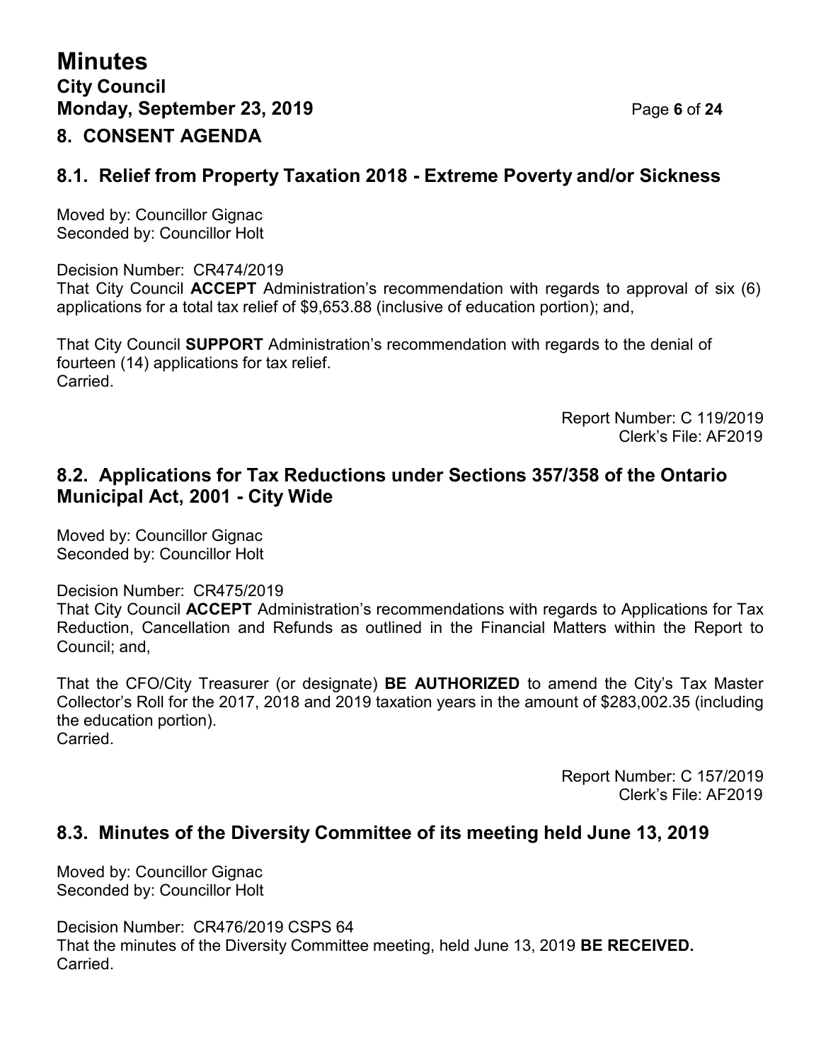## 8. CONSENT AGENDA

### 8.1. Relief from Property Taxation 2018 - Extreme Poverty and/or Sickness

Moved by: Councillor Gignac
Seconded by: Councillor Holt

Decision Number: CR474/2019
That City Council **ACCEPT** Administration's recommendation with regards to approval of six (6) applications for a total tax relief of $9,653.88 (inclusive of education portion); and,

That City Council **SUPPORT** Administration's recommendation with regards to the denial of fourteen (14) applications for tax relief.
Carried.

Report Number: C 119/2019
Clerk's File: AF2019

### 8.2. Applications for Tax Reductions under Sections 357/358 of the Ontario Municipal Act, 2001 - City Wide

Moved by: Councillor Gignac
Seconded by: Councillor Holt

Decision Number: CR475/2019
That City Council **ACCEPT** Administration's recommendations with regards to Applications for Tax Reduction, Cancellation and Refunds as outlined in the Financial Matters within the Report to Council; and,

That the CFO/City Treasurer (or designate) **BE AUTHORIZED** to amend the City's Tax Master Collector's Roll for the 2017, 2018 and 2019 taxation years in the amount of $283,002.35 (including the education portion).
Carried.

Report Number: C 157/2019
Clerk's File: AF2019

### 8.3. Minutes of the Diversity Committee of its meeting held June 13, 2019

Moved by: Councillor Gignac
Seconded by: Councillor Holt

Decision Number: CR476/2019 CSPS 64
That the minutes of the Diversity Committee meeting, held June 13, 2019 **BE RECEIVED.**
Carried.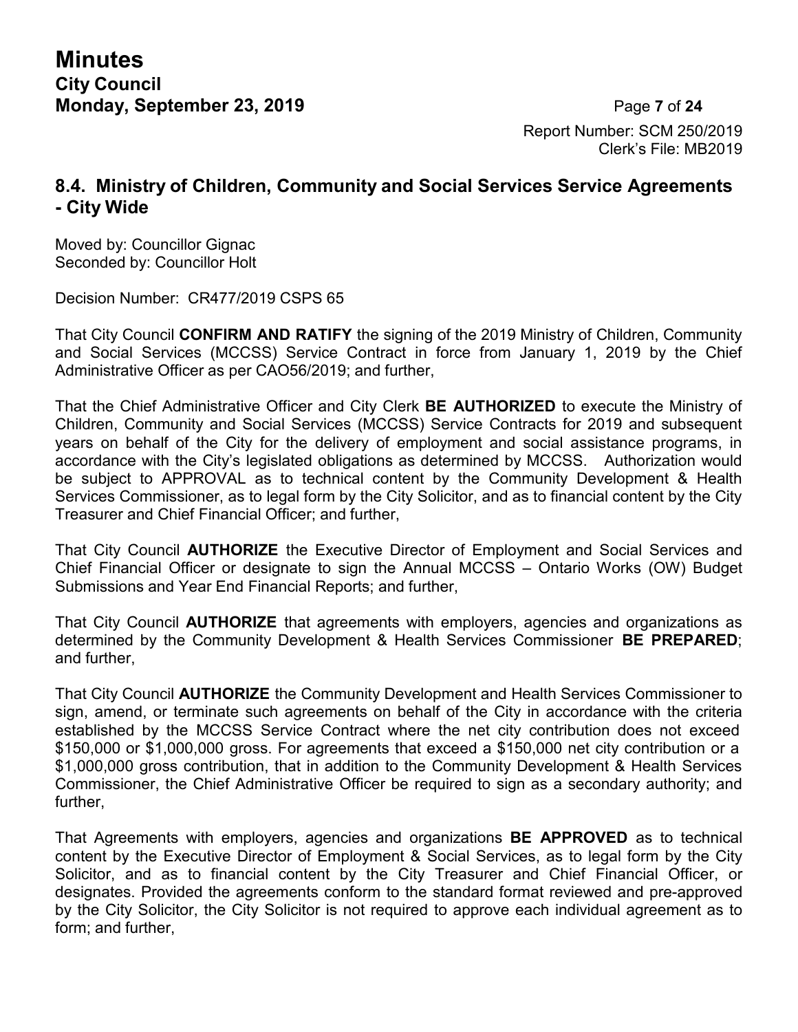Report Number: SCM 250/2019
Clerk's File: MB2019

## 8.4. Ministry of Children, Community and Social Services Service Agreements - City Wide

Moved by: Councillor Gignac
Seconded by: Councillor Holt

Decision Number: CR477/2019 CSPS 65

That City Council **CONFIRM AND RATIFY** the signing of the 2019 Ministry of Children, Community and Social Services (MCCSS) Service Contract in force from January 1, 2019 by the Chief Administrative Officer as per CAO56/2019; and further,

That the Chief Administrative Officer and City Clerk **BE AUTHORIZED** to execute the Ministry of Children, Community and Social Services (MCCSS) Service Contracts for 2019 and subsequent years on behalf of the City for the delivery of employment and social assistance programs, in accordance with the City's legislated obligations as determined by MCCSS. Authorization would be subject to APPROVAL as to technical content by the Community Development & Health Services Commissioner, as to legal form by the City Solicitor, and as to financial content by the City Treasurer and Chief Financial Officer; and further,

That City Council **AUTHORIZE** the Executive Director of Employment and Social Services and Chief Financial Officer or designate to sign the Annual MCCSS – Ontario Works (OW) Budget Submissions and Year End Financial Reports; and further,

That City Council **AUTHORIZE** that agreements with employers, agencies and organizations as determined by the Community Development & Health Services Commissioner **BE PREPARED**; and further,

That City Council **AUTHORIZE** the Community Development and Health Services Commissioner to sign, amend, or terminate such agreements on behalf of the City in accordance with the criteria established by the MCCSS Service Contract where the net city contribution does not exceed $150,000 or $1,000,000 gross. For agreements that exceed a $150,000 net city contribution or a $1,000,000 gross contribution, that in addition to the Community Development & Health Services Commissioner, the Chief Administrative Officer be required to sign as a secondary authority; and further,

That Agreements with employers, agencies and organizations **BE APPROVED** as to technical content by the Executive Director of Employment & Social Services, as to legal form by the City Solicitor, and as to financial content by the City Treasurer and Chief Financial Officer, or designates. Provided the agreements conform to the standard format reviewed and pre-approved by the City Solicitor, the City Solicitor is not required to approve each individual agreement as to form; and further,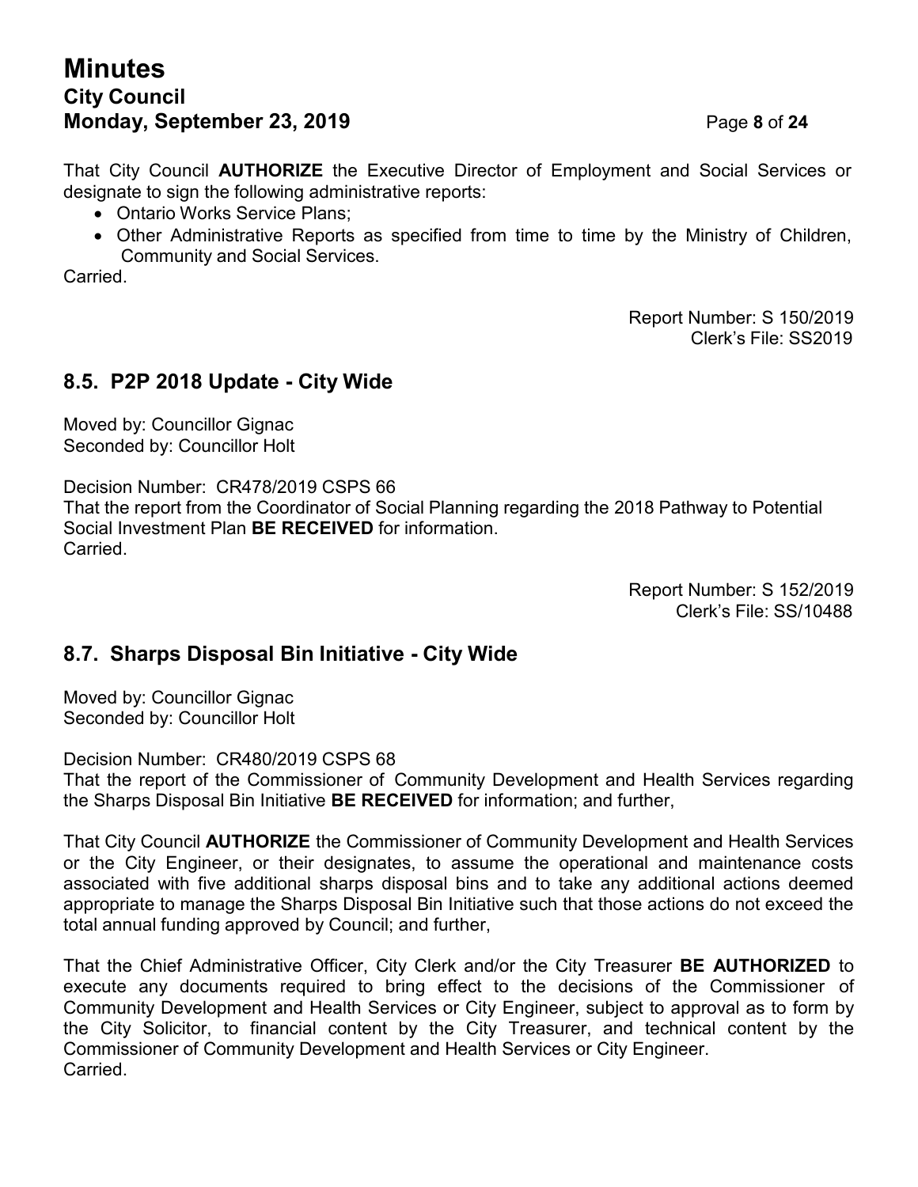That City Council **AUTHORIZE** the Executive Director of Employment and Social Services or designate to sign the following administrative reports:

- Ontario Works Service Plans;
- Other Administrative Reports as specified from time to time by the Ministry of Children, Community and Social Services.

Carried.

Report Number: S 150/2019
Clerk's File: SS2019

## 8.5. P2P 2018 Update - City Wide

Moved by: Councillor Gignac
Seconded by: Councillor Holt

Decision Number: CR478/2019 CSPS 66
That the report from the Coordinator of Social Planning regarding the 2018 Pathway to Potential Social Investment Plan **BE RECEIVED** for information.
Carried.

Report Number: S 152/2019
Clerk's File: SS/10488

## 8.7. Sharps Disposal Bin Initiative - City Wide

Moved by: Councillor Gignac
Seconded by: Councillor Holt

Decision Number: CR480/2019 CSPS 68
That the report of the Commissioner of Community Development and Health Services regarding the Sharps Disposal Bin Initiative **BE RECEIVED** for information; and further,

That City Council **AUTHORIZE** the Commissioner of Community Development and Health Services or the City Engineer, or their designates, to assume the operational and maintenance costs associated with five additional sharps disposal bins and to take any additional actions deemed appropriate to manage the Sharps Disposal Bin Initiative such that those actions do not exceed the total annual funding approved by Council; and further,

That the Chief Administrative Officer, City Clerk and/or the City Treasurer **BE AUTHORIZED** to execute any documents required to bring effect to the decisions of the Commissioner of Community Development and Health Services or City Engineer, subject to approval as to form by the City Solicitor, to financial content by the City Treasurer, and technical content by the Commissioner of Community Development and Health Services or City Engineer.
Carried.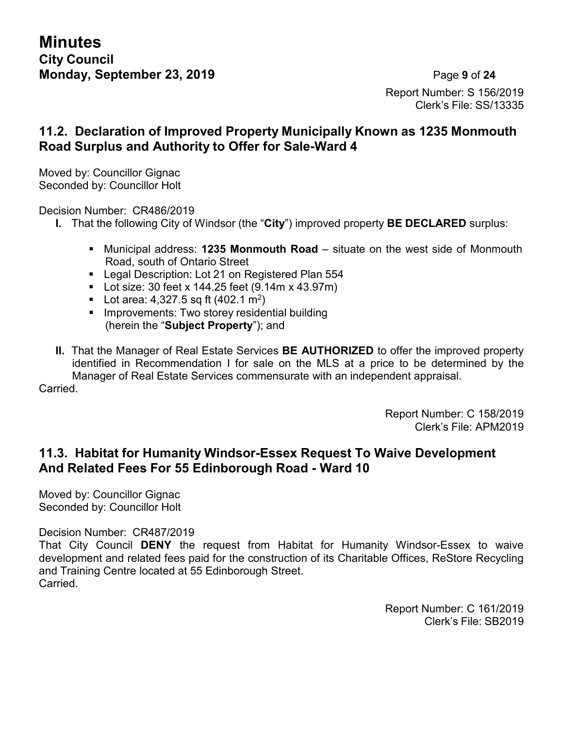Report Number: S 156/2019
Clerk's File: SS/13335

## 11.2. Declaration of Improved Property Municipally Known as 1235 Monmouth Road Surplus and Authority to Offer for Sale-Ward 4

Moved by: Councillor Gignac
Seconded by: Councillor Holt

Decision Number: CR486/2019

**I.** That the following City of Windsor (the "**City**") improved property **BE DECLARED** surplus:

- Municipal address: **1235 Monmouth Road** – situate on the west side of Monmouth Road, south of Ontario Street
- Legal Description: Lot 21 on Registered Plan 554
- Lot size: 30 feet x 144.25 feet (9.14m x 43.97m)
- Lot area: 4,327.5 sq ft (402.1 $m^2$)
- Improvements: Two storey residential building (herein the "**Subject Property**"); and

**II.** That the Manager of Real Estate Services **BE AUTHORIZED** to offer the improved property identified in Recommendation I for sale on the MLS at a price to be determined by the Manager of Real Estate Services commensurate with an independent appraisal.

Carried.

Report Number: C 158/2019
Clerk's File: APM2019

## 11.3. Habitat for Humanity Windsor-Essex Request To Waive Development And Related Fees For 55 Edinborough Road - Ward 10

Moved by: Councillor Gignac
Seconded by: Councillor Holt

Decision Number: CR487/2019

That City Council **DENY** the request from Habitat for Humanity Windsor-Essex to waive development and related fees paid for the construction of its Charitable Offices, ReStore Recycling and Training Centre located at 55 Edinborough Street.

Carried.

Report Number: C 161/2019
Clerk's File: SB2019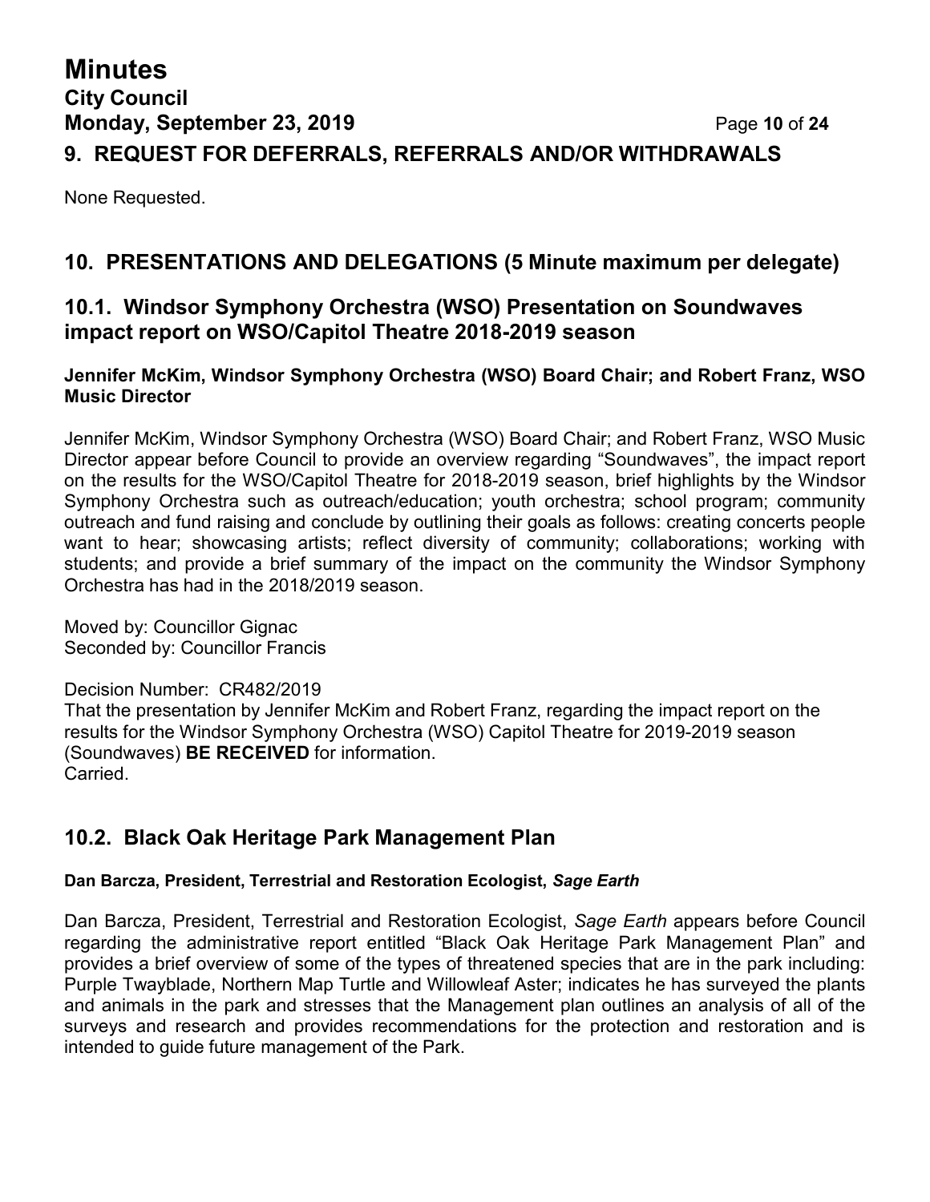## 9. REQUEST FOR DEFERRALS, REFERRALS AND/OR WITHDRAWALS

None Requested.

## 10. PRESENTATIONS AND DELEGATIONS (5 Minute maximum per delegate)

### 10.1. Windsor Symphony Orchestra (WSO) Presentation on Soundwaves impact report on WSO/Capitol Theatre 2018-2019 season

**Jennifer McKim, Windsor Symphony Orchestra (WSO) Board Chair; and Robert Franz, WSO Music Director**

Jennifer McKim, Windsor Symphony Orchestra (WSO) Board Chair; and Robert Franz, WSO Music Director appear before Council to provide an overview regarding "Soundwaves", the impact report on the results for the WSO/Capitol Theatre for 2018-2019 season, brief highlights by the Windsor Symphony Orchestra such as outreach/education; youth orchestra; school program; community outreach and fund raising and conclude by outlining their goals as follows: creating concerts people want to hear; showcasing artists; reflect diversity of community; collaborations; working with students; and provide a brief summary of the impact on the community the Windsor Symphony Orchestra has had in the 2018/2019 season.

Moved by: Councillor Gignac
Seconded by: Councillor Francis

Decision Number: CR482/2019
That the presentation by Jennifer McKim and Robert Franz, regarding the impact report on the results for the Windsor Symphony Orchestra (WSO) Capitol Theatre for 2019-2019 season (Soundwaves) **BE RECEIVED** for information.
Carried.

### 10.2. Black Oak Heritage Park Management Plan

**Dan Barcza, President, Terrestrial and Restoration Ecologist, *Sage Earth***

Dan Barcza, President, Terrestrial and Restoration Ecologist, *Sage Earth* appears before Council regarding the administrative report entitled "Black Oak Heritage Park Management Plan" and provides a brief overview of some of the types of threatened species that are in the park including: Purple Twayblade, Northern Map Turtle and Willowleaf Aster; indicates he has surveyed the plants and animals in the park and stresses that the Management plan outlines an analysis of all of the surveys and research and provides recommendations for the protection and restoration and is intended to guide future management of the Park.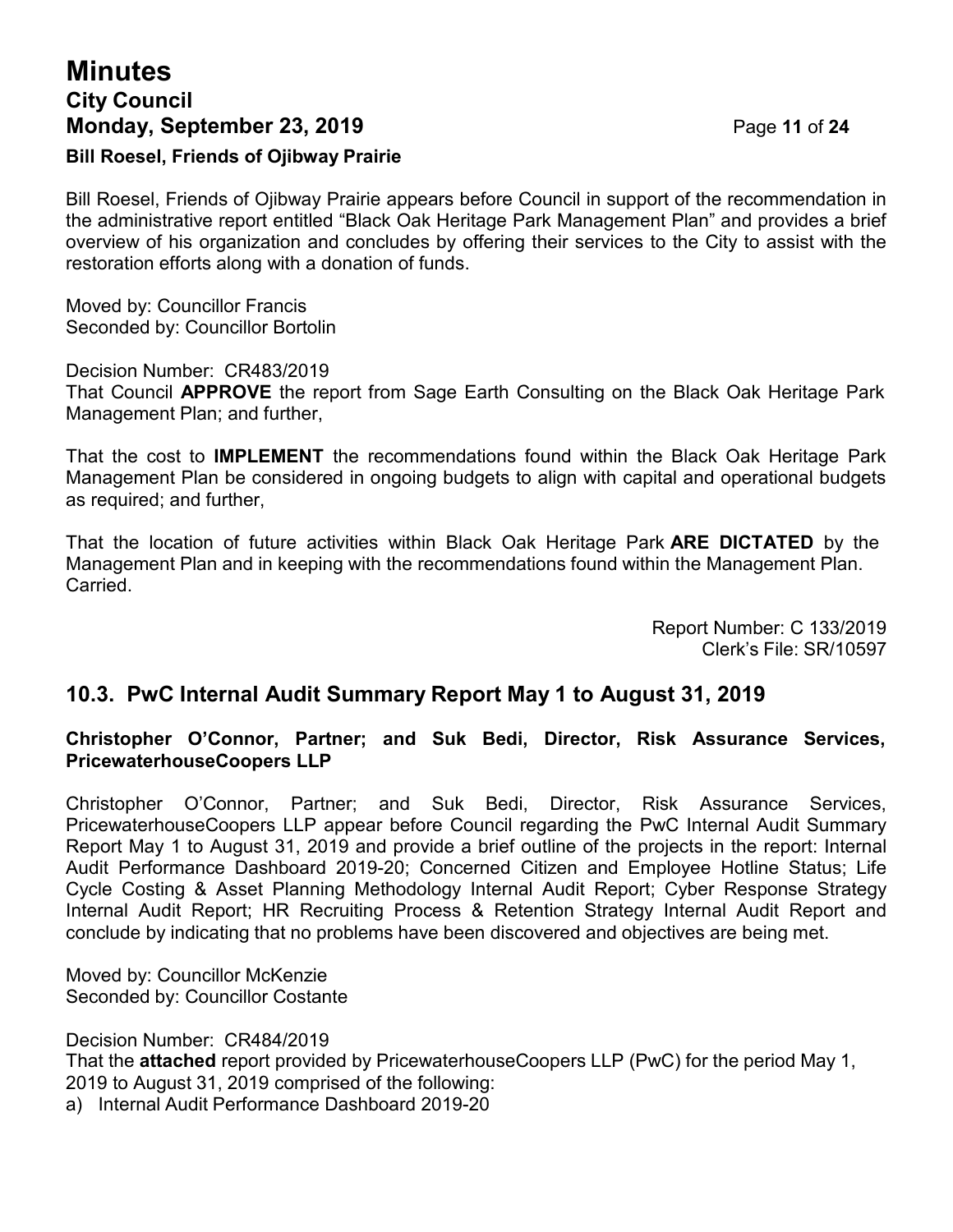**Bill Roesel, Friends of Ojibway Prairie**

Bill Roesel, Friends of Ojibway Prairie appears before Council in support of the recommendation in the administrative report entitled "Black Oak Heritage Park Management Plan" and provides a brief overview of his organization and concludes by offering their services to the City to assist with the restoration efforts along with a donation of funds.

Moved by: Councillor Francis
Seconded by: Councillor Bortolin

Decision Number: CR483/2019
That Council **APPROVE** the report from Sage Earth Consulting on the Black Oak Heritage Park Management Plan; and further,

That the cost to **IMPLEMENT** the recommendations found within the Black Oak Heritage Park Management Plan be considered in ongoing budgets to align with capital and operational budgets as required; and further,

That the location of future activities within Black Oak Heritage Park **ARE DICTATED** by the Management Plan and in keeping with the recommendations found within the Management Plan.
Carried.

Report Number: C 133/2019
Clerk's File: SR/10597

## 10.3. PwC Internal Audit Summary Report May 1 to August 31, 2019

**Christopher O'Connor, Partner; and Suk Bedi, Director, Risk Assurance Services, PricewaterhouseCoopers LLP**

Christopher O'Connor, Partner; and Suk Bedi, Director, Risk Assurance Services, PricewaterhouseCoopers LLP appear before Council regarding the PwC Internal Audit Summary Report May 1 to August 31, 2019 and provide a brief outline of the projects in the report: Internal Audit Performance Dashboard 2019-20; Concerned Citizen and Employee Hotline Status; Life Cycle Costing & Asset Planning Methodology Internal Audit Report; Cyber Response Strategy Internal Audit Report; HR Recruiting Process & Retention Strategy Internal Audit Report and conclude by indicating that no problems have been discovered and objectives are being met.

Moved by: Councillor McKenzie
Seconded by: Councillor Costante

Decision Number: CR484/2019
That the **attached** report provided by PricewaterhouseCoopers LLP (PwC) for the period May 1, 2019 to August 31, 2019 comprised of the following:
a) Internal Audit Performance Dashboard 2019-20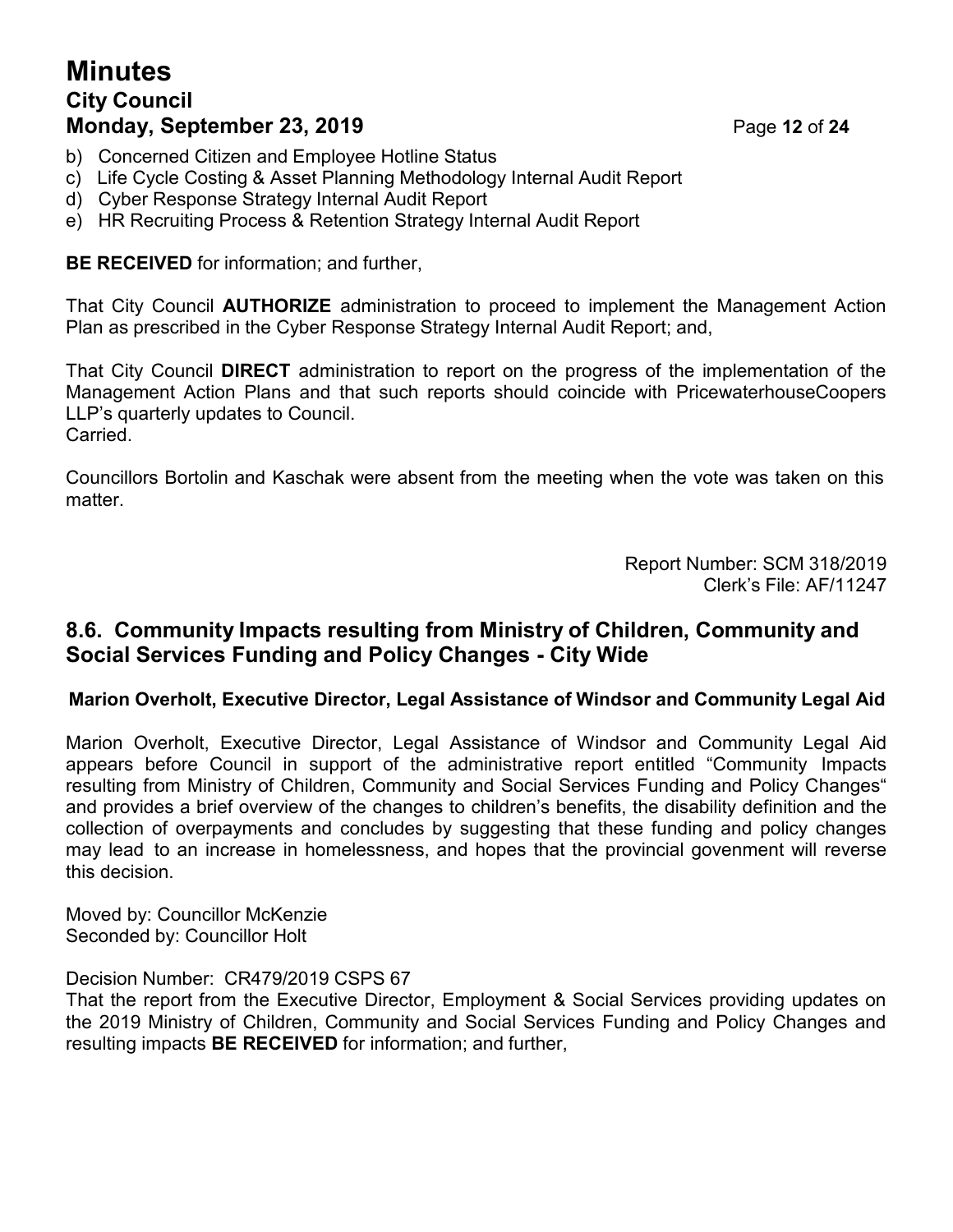b) Concerned Citizen and Employee Hotline Status
c) Life Cycle Costing & Asset Planning Methodology Internal Audit Report
d) Cyber Response Strategy Internal Audit Report
e) HR Recruiting Process & Retention Strategy Internal Audit Report

**BE RECEIVED** for information; and further,

That City Council **AUTHORIZE** administration to proceed to implement the Management Action Plan as prescribed in the Cyber Response Strategy Internal Audit Report; and,

That City Council **DIRECT** administration to report on the progress of the implementation of the Management Action Plans and that such reports should coincide with PricewaterhouseCoopers LLP's quarterly updates to Council.
Carried.

Councillors Bortolin and Kaschak were absent from the meeting when the vote was taken on this matter.

Report Number: SCM 318/2019
Clerk's File: AF/11247

## 8.6. Community Impacts resulting from Ministry of Children, Community and Social Services Funding and Policy Changes - City Wide

**Marion Overholt, Executive Director, Legal Assistance of Windsor and Community Legal Aid**

Marion Overholt, Executive Director, Legal Assistance of Windsor and Community Legal Aid appears before Council in support of the administrative report entitled "Community Impacts resulting from Ministry of Children, Community and Social Services Funding and Policy Changes" and provides a brief overview of the changes to children's benefits, the disability definition and the collection of overpayments and concludes by suggesting that these funding and policy changes may lead to an increase in homelessness, and hopes that the provincial govenment will reverse this decision.

Moved by: Councillor McKenzie
Seconded by: Councillor Holt

Decision Number: CR479/2019 CSPS 67
That the report from the Executive Director, Employment & Social Services providing updates on the 2019 Ministry of Children, Community and Social Services Funding and Policy Changes and resulting impacts **BE RECEIVED** for information; and further,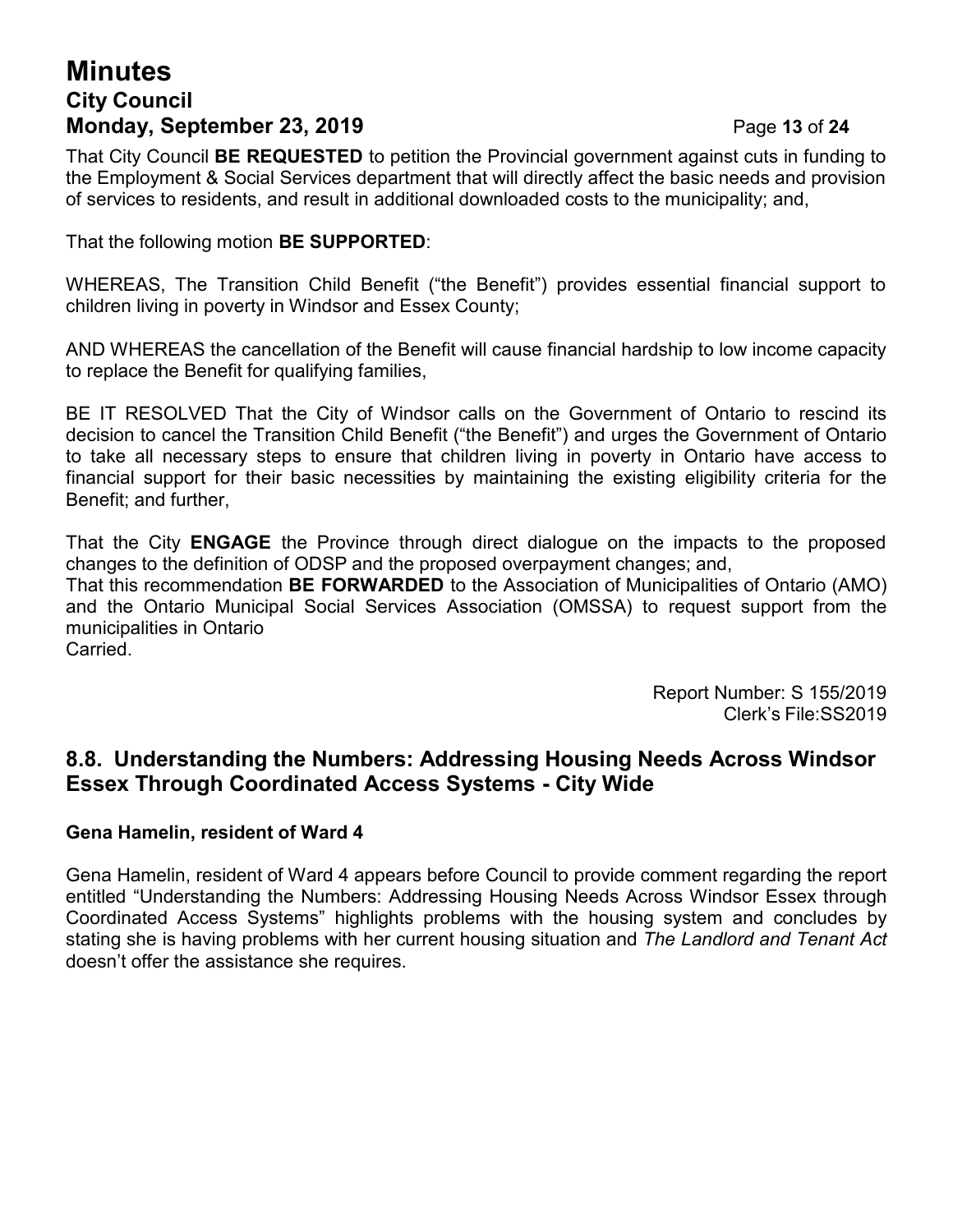That City Council **BE REQUESTED** to petition the Provincial government against cuts in funding to the Employment & Social Services department that will directly affect the basic needs and provision of services to residents, and result in additional downloaded costs to the municipality; and,

That the following motion **BE SUPPORTED**:

WHEREAS, The Transition Child Benefit ("the Benefit") provides essential financial support to children living in poverty in Windsor and Essex County;

AND WHEREAS the cancellation of the Benefit will cause financial hardship to low income capacity to replace the Benefit for qualifying families,

BE IT RESOLVED That the City of Windsor calls on the Government of Ontario to rescind its decision to cancel the Transition Child Benefit ("the Benefit") and urges the Government of Ontario to take all necessary steps to ensure that children living in poverty in Ontario have access to financial support for their basic necessities by maintaining the existing eligibility criteria for the Benefit; and further,

That the City **ENGAGE** the Province through direct dialogue on the impacts to the proposed changes to the definition of ODSP and the proposed overpayment changes; and,
That this recommendation **BE FORWARDED** to the Association of Municipalities of Ontario (AMO) and the Ontario Municipal Social Services Association (OMSSA) to request support from the municipalities in Ontario
Carried.

Report Number: S 155/2019
Clerk's File:SS2019

## 8.8. Understanding the Numbers: Addressing Housing Needs Across Windsor Essex Through Coordinated Access Systems - City Wide

**Gena Hamelin, resident of Ward 4**

Gena Hamelin, resident of Ward 4 appears before Council to provide comment regarding the report entitled "Understanding the Numbers: Addressing Housing Needs Across Windsor Essex through Coordinated Access Systems" highlights problems with the housing system and concludes by stating she is having problems with her current housing situation and *The Landlord and Tenant Act* doesn't offer the assistance she requires.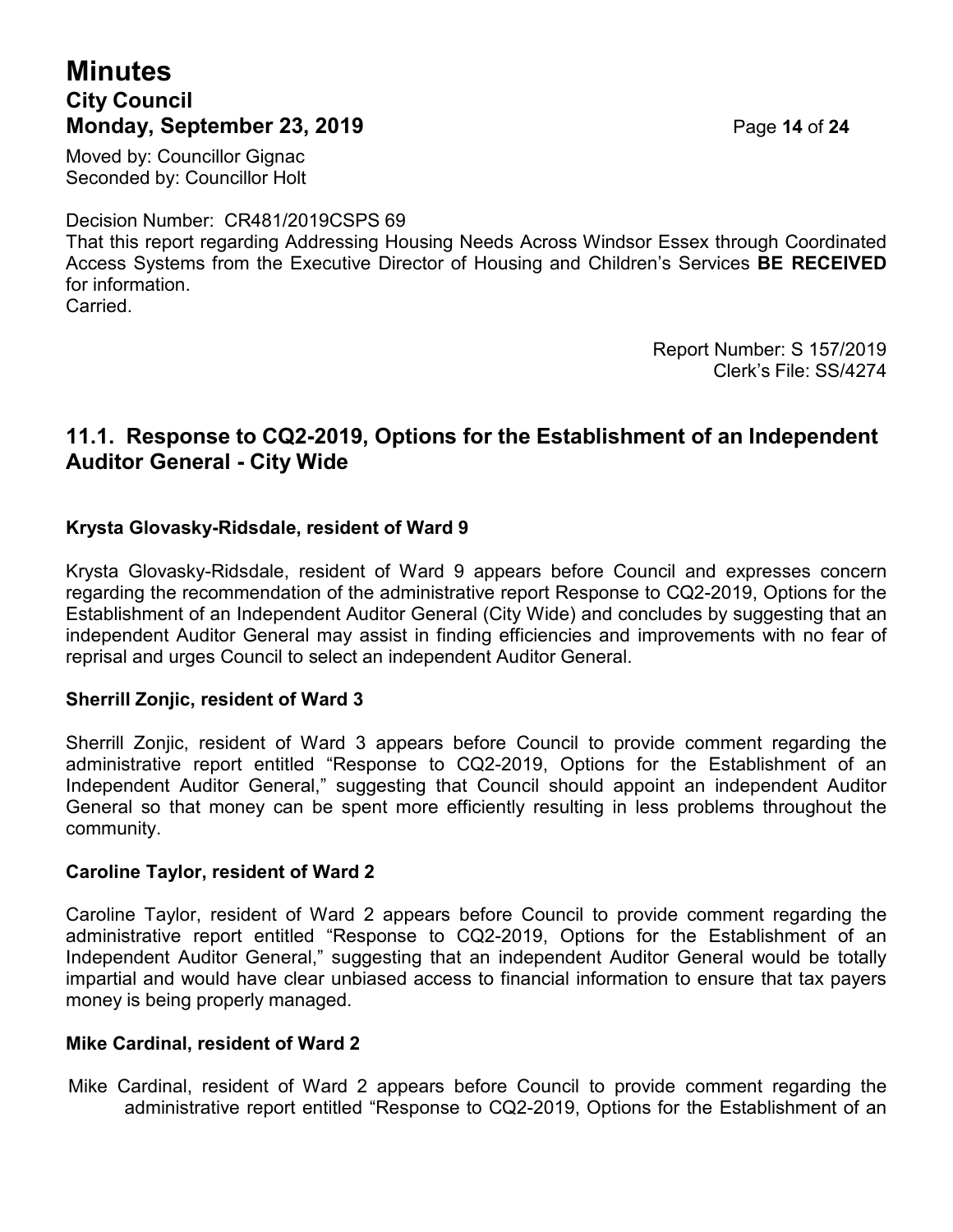Moved by: Councillor Gignac
Seconded by: Councillor Holt

Decision Number: CR481/2019CSPS 69
That this report regarding Addressing Housing Needs Across Windsor Essex through Coordinated Access Systems from the Executive Director of Housing and Children's Services **BE RECEIVED** for information.
Carried.

Report Number: S 157/2019
Clerk's File: SS/4274

## 11.1. Response to CQ2-2019, Options for the Establishment of an Independent Auditor General - City Wide

**Krysta Glovasky-Ridsdale, resident of Ward 9**

Krysta Glovasky-Ridsdale, resident of Ward 9 appears before Council and expresses concern regarding the recommendation of the administrative report Response to CQ2-2019, Options for the Establishment of an Independent Auditor General (City Wide) and concludes by suggesting that an independent Auditor General may assist in finding efficiencies and improvements with no fear of reprisal and urges Council to select an independent Auditor General.

**Sherrill Zonjic, resident of Ward 3**

Sherrill Zonjic, resident of Ward 3 appears before Council to provide comment regarding the administrative report entitled "Response to CQ2-2019, Options for the Establishment of an Independent Auditor General," suggesting that Council should appoint an independent Auditor General so that money can be spent more efficiently resulting in less problems throughout the community.

**Caroline Taylor, resident of Ward 2**

Caroline Taylor, resident of Ward 2 appears before Council to provide comment regarding the administrative report entitled "Response to CQ2-2019, Options for the Establishment of an Independent Auditor General," suggesting that an independent Auditor General would be totally impartial and would have clear unbiased access to financial information to ensure that tax payers money is being properly managed.

**Mike Cardinal, resident of Ward 2**

Mike Cardinal, resident of Ward 2 appears before Council to provide comment regarding the administrative report entitled "Response to CQ2-2019, Options for the Establishment of an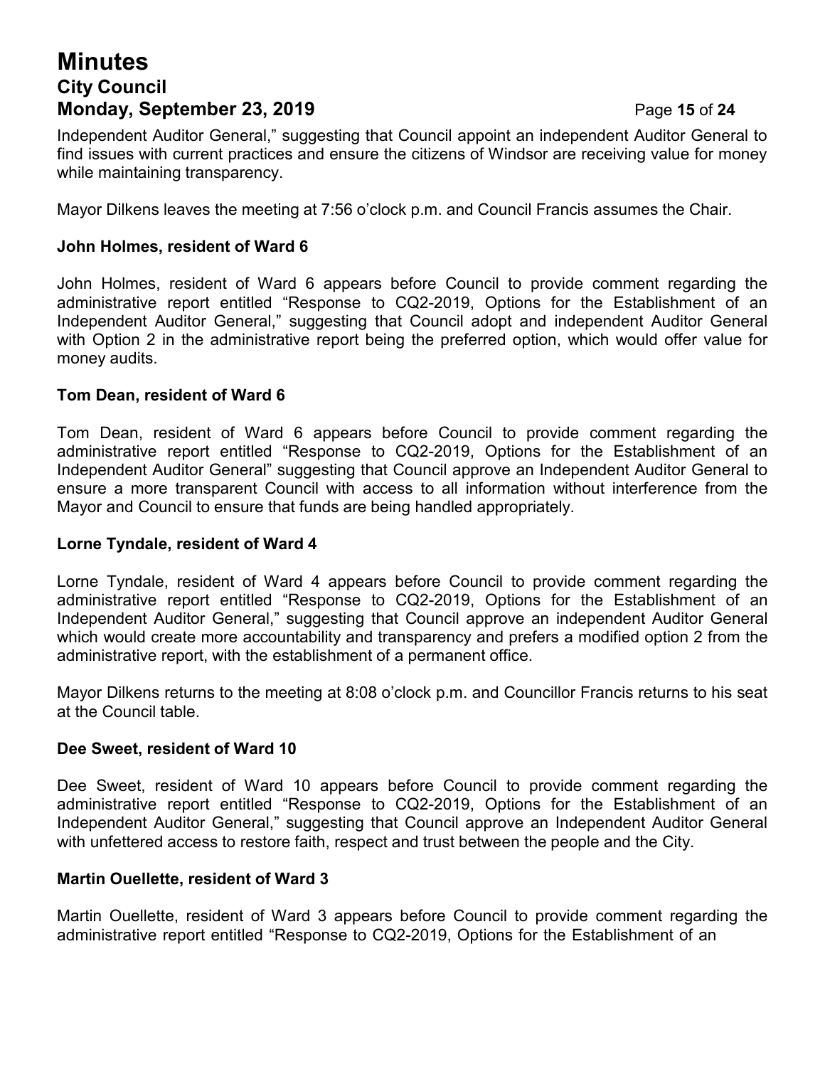Independent Auditor General," suggesting that Council appoint an independent Auditor General to find issues with current practices and ensure the citizens of Windsor are receiving value for money while maintaining transparency.

Mayor Dilkens leaves the meeting at 7:56 o'clock p.m. and Council Francis assumes the Chair.

**John Holmes, resident of Ward 6**

John Holmes, resident of Ward 6 appears before Council to provide comment regarding the administrative report entitled "Response to CQ2-2019, Options for the Establishment of an Independent Auditor General," suggesting that Council adopt and independent Auditor General with Option 2 in the administrative report being the preferred option, which would offer value for money audits.

**Tom Dean, resident of Ward 6**

Tom Dean, resident of Ward 6 appears before Council to provide comment regarding the administrative report entitled "Response to CQ2-2019, Options for the Establishment of an Independent Auditor General" suggesting that Council approve an Independent Auditor General to ensure a more transparent Council with access to all information without interference from the Mayor and Council to ensure that funds are being handled appropriately.

**Lorne Tyndale, resident of Ward 4**

Lorne Tyndale, resident of Ward 4 appears before Council to provide comment regarding the administrative report entitled "Response to CQ2-2019, Options for the Establishment of an Independent Auditor General," suggesting that Council approve an independent Auditor General which would create more accountability and transparency and prefers a modified option 2 from the administrative report, with the establishment of a permanent office.

Mayor Dilkens returns to the meeting at 8:08 o'clock p.m. and Councillor Francis returns to his seat at the Council table.

**Dee Sweet, resident of Ward 10**

Dee Sweet, resident of Ward 10 appears before Council to provide comment regarding the administrative report entitled "Response to CQ2-2019, Options for the Establishment of an Independent Auditor General," suggesting that Council approve an Independent Auditor General with unfettered access to restore faith, respect and trust between the people and the City.

**Martin Ouellette, resident of Ward 3**

Martin Ouellette, resident of Ward 3 appears before Council to provide comment regarding the administrative report entitled "Response to CQ2-2019, Options for the Establishment of an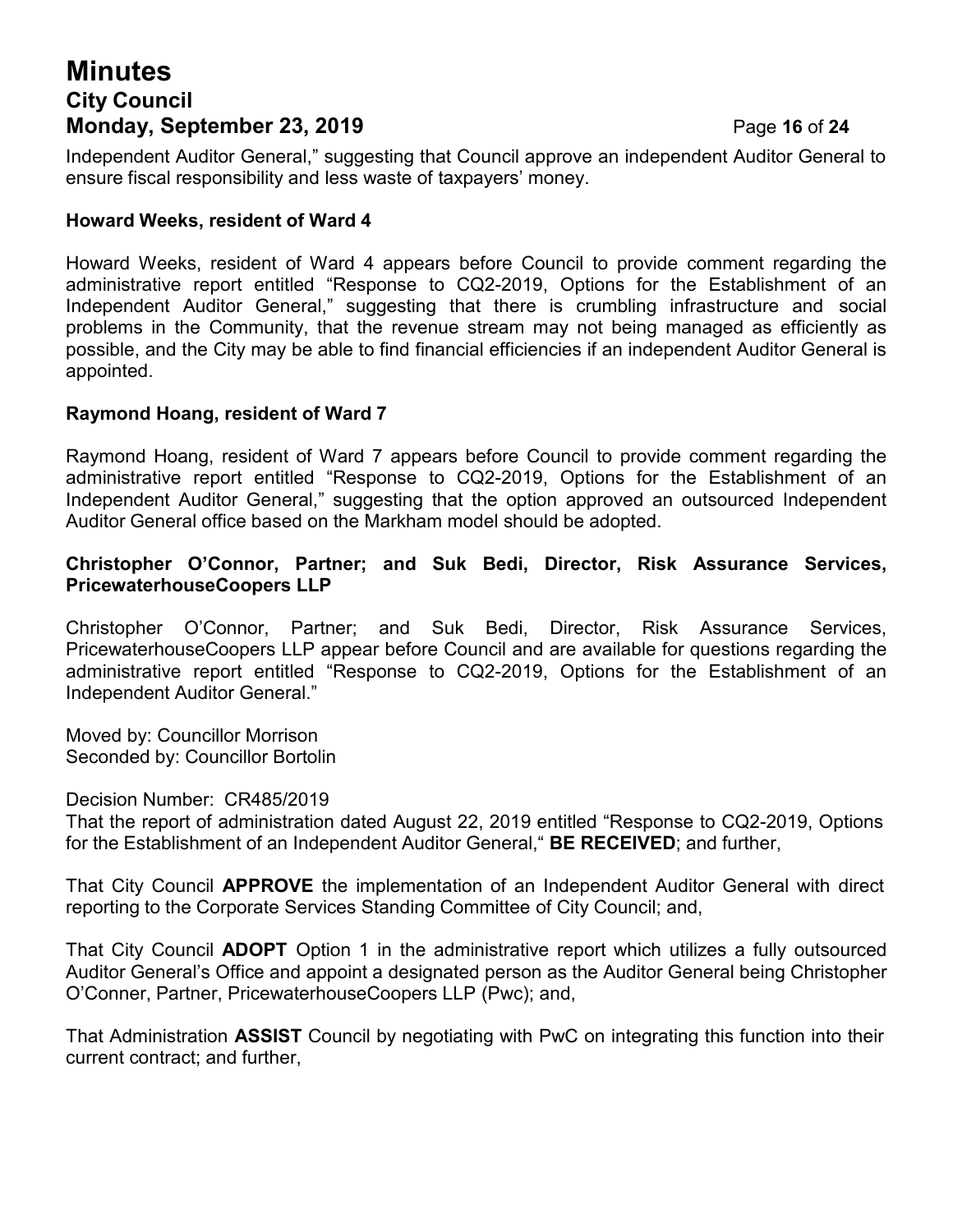Independent Auditor General," suggesting that Council approve an independent Auditor General to ensure fiscal responsibility and less waste of taxpayers' money.

**Howard Weeks, resident of Ward 4**

Howard Weeks, resident of Ward 4 appears before Council to provide comment regarding the administrative report entitled "Response to CQ2-2019, Options for the Establishment of an Independent Auditor General," suggesting that there is crumbling infrastructure and social problems in the Community, that the revenue stream may not being managed as efficiently as possible, and the City may be able to find financial efficiencies if an independent Auditor General is appointed.

**Raymond Hoang, resident of Ward 7**

Raymond Hoang, resident of Ward 7 appears before Council to provide comment regarding the administrative report entitled "Response to CQ2-2019, Options for the Establishment of an Independent Auditor General," suggesting that the option approved an outsourced Independent Auditor General office based on the Markham model should be adopted.

**Christopher O'Connor, Partner; and Suk Bedi, Director, Risk Assurance Services, PricewaterhouseCoopers LLP**

Christopher O'Connor, Partner; and Suk Bedi, Director, Risk Assurance Services, PricewaterhouseCoopers LLP appear before Council and are available for questions regarding the administrative report entitled "Response to CQ2-2019, Options for the Establishment of an Independent Auditor General."

Moved by: Councillor Morrison
Seconded by: Councillor Bortolin

Decision Number: CR485/2019
That the report of administration dated August 22, 2019 entitled "Response to CQ2-2019, Options for the Establishment of an Independent Auditor General," **BE RECEIVED**; and further,

That City Council **APPROVE** the implementation of an Independent Auditor General with direct reporting to the Corporate Services Standing Committee of City Council; and,

That City Council **ADOPT** Option 1 in the administrative report which utilizes a fully outsourced Auditor General's Office and appoint a designated person as the Auditor General being Christopher O'Conner, Partner, PricewaterhouseCoopers LLP (Pwc); and,

That Administration **ASSIST** Council by negotiating with PwC on integrating this function into their current contract; and further,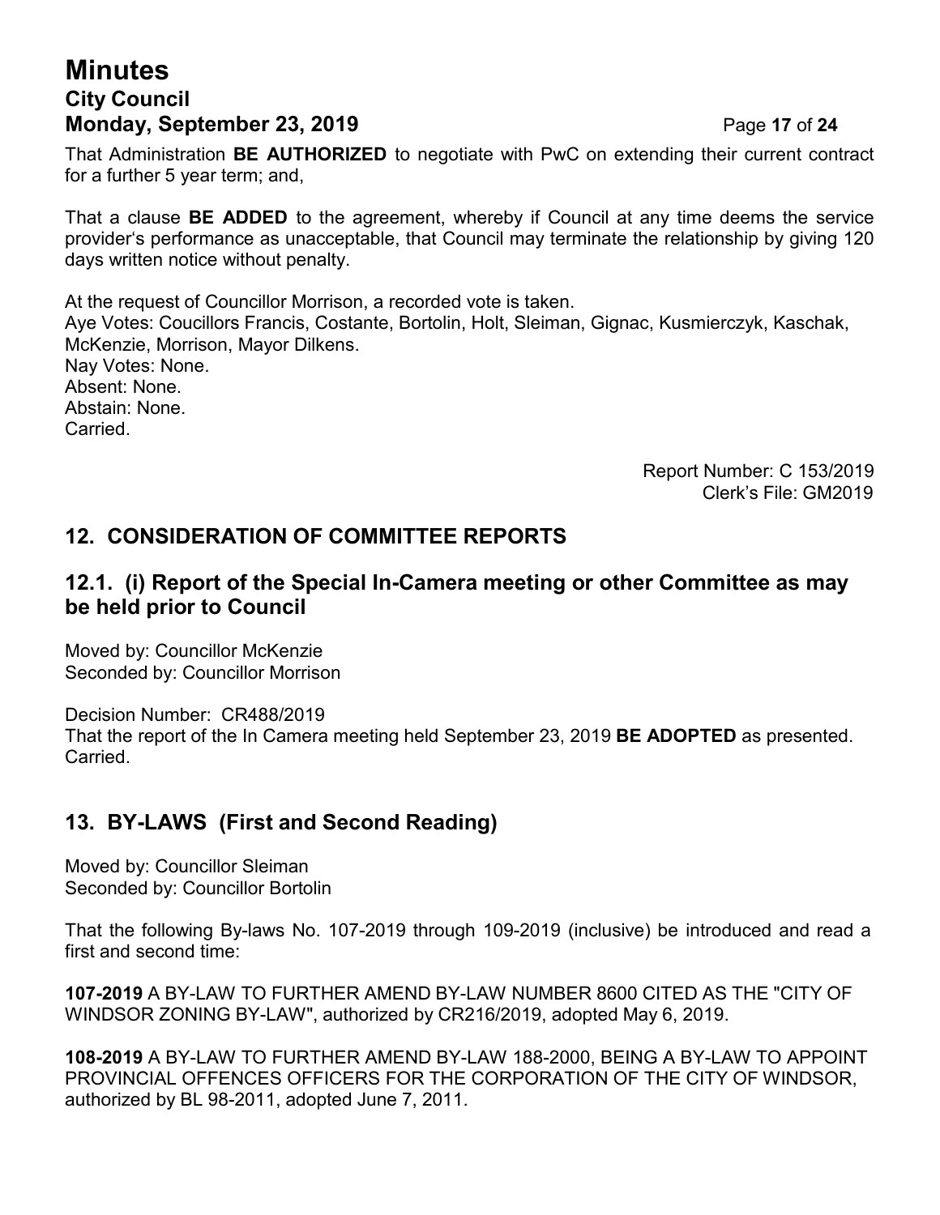That Administration **BE AUTHORIZED** to negotiate with PwC on extending their current contract for a further 5 year term; and,

That a clause **BE ADDED** to the agreement, whereby if Council at any time deems the service provider's performance as unacceptable, that Council may terminate the relationship by giving 120 days written notice without penalty.

At the request of Councillor Morrison, a recorded vote is taken.
Aye Votes: Coucillors Francis, Costante, Bortolin, Holt, Sleiman, Gignac, Kusmierczyk, Kaschak, McKenzie, Morrison, Mayor Dilkens.
Nay Votes: None.
Absent: None.
Abstain: None.
Carried.

Report Number: C 153/2019
Clerk's File: GM2019

## 12. CONSIDERATION OF COMMITTEE REPORTS

### 12.1. (i) Report of the Special In-Camera meeting or other Committee as may be held prior to Council

Moved by: Councillor McKenzie
Seconded by: Councillor Morrison

Decision Number: CR488/2019
That the report of the In Camera meeting held September 23, 2019 **BE ADOPTED** as presented.
Carried.

## 13. BY-LAWS (First and Second Reading)

Moved by: Councillor Sleiman
Seconded by: Councillor Bortolin

That the following By-laws No. 107-2019 through 109-2019 (inclusive) be introduced and read a first and second time:

**107-2019** A BY-LAW TO FURTHER AMEND BY-LAW NUMBER 8600 CITED AS THE "CITY OF WINDSOR ZONING BY-LAW", authorized by CR216/2019, adopted May 6, 2019.

**108-2019** A BY-LAW TO FURTHER AMEND BY-LAW 188-2000, BEING A BY-LAW TO APPOINT PROVINCIAL OFFENCES OFFICERS FOR THE CORPORATION OF THE CITY OF WINDSOR, authorized by BL 98-2011, adopted June 7, 2011.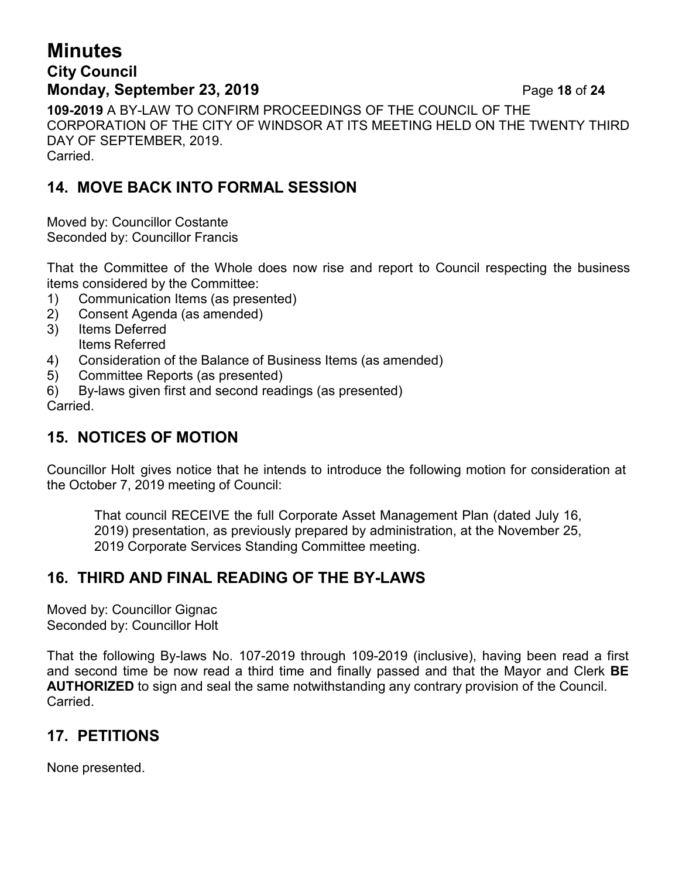**109-2019** A BY-LAW TO CONFIRM PROCEEDINGS OF THE COUNCIL OF THE CORPORATION OF THE CITY OF WINDSOR AT ITS MEETING HELD ON THE TWENTY THIRD DAY OF SEPTEMBER, 2019.
Carried.

## 14. MOVE BACK INTO FORMAL SESSION

Moved by: Councillor Costante
Seconded by: Councillor Francis

That the Committee of the Whole does now rise and report to Council respecting the business items considered by the Committee:

1) Communication Items (as presented)
2) Consent Agenda (as amended)
3) Items Deferred
   Items Referred
4) Consideration of the Balance of Business Items (as amended)
5) Committee Reports (as presented)
6) By-laws given first and second readings (as presented)

Carried.

## 15. NOTICES OF MOTION

Councillor Holt gives notice that he intends to introduce the following motion for consideration at the October 7, 2019 meeting of Council:

> That council RECEIVE the full Corporate Asset Management Plan (dated July 16, 2019) presentation, as previously prepared by administration, at the November 25, 2019 Corporate Services Standing Committee meeting.

## 16. THIRD AND FINAL READING OF THE BY-LAWS

Moved by: Councillor Gignac
Seconded by: Councillor Holt

That the following By-laws No. 107-2019 through 109-2019 (inclusive), having been read a first and second time be now read a third time and finally passed and that the Mayor and Clerk **BE AUTHORIZED** to sign and seal the same notwithstanding any contrary provision of the Council.
Carried.

## 17. PETITIONS

None presented.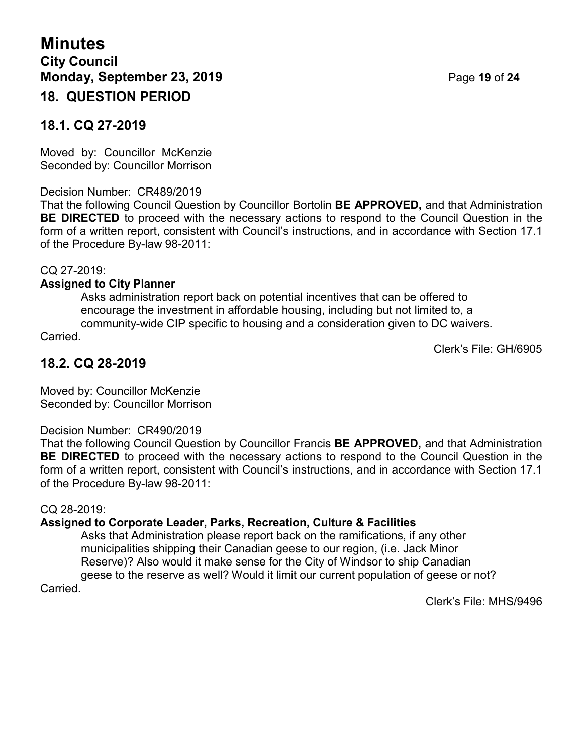## 18. QUESTION PERIOD

### 18.1. CQ 27-2019

Moved by: Councillor McKenzie
Seconded by: Councillor Morrison

Decision Number: CR489/2019
That the following Council Question by Councillor Bortolin **BE APPROVED,** and that Administration **BE DIRECTED** to proceed with the necessary actions to respond to the Council Question in the form of a written report, consistent with Council's instructions, and in accordance with Section 17.1 of the Procedure By-law 98-2011:

CQ 27-2019:
**Assigned to City Planner**

> Asks administration report back on potential incentives that can be offered to encourage the investment in affordable housing, including but not limited to, a community-wide CIP specific to housing and a consideration given to DC waivers.

Carried.

Clerk's File: GH/6905

### 18.2. CQ 28-2019

Moved by: Councillor McKenzie
Seconded by: Councillor Morrison

Decision Number: CR490/2019
That the following Council Question by Councillor Francis **BE APPROVED,** and that Administration **BE DIRECTED** to proceed with the necessary actions to respond to the Council Question in the form of a written report, consistent with Council's instructions, and in accordance with Section 17.1 of the Procedure By-law 98-2011:

CQ 28-2019:
**Assigned to Corporate Leader, Parks, Recreation, Culture & Facilities**

> Asks that Administration please report back on the ramifications, if any other municipalities shipping their Canadian geese to our region, (i.e. Jack Minor Reserve)? Also would it make sense for the City of Windsor to ship Canadian geese to the reserve as well? Would it limit our current population of geese or not?

Carried.

Clerk's File: MHS/9496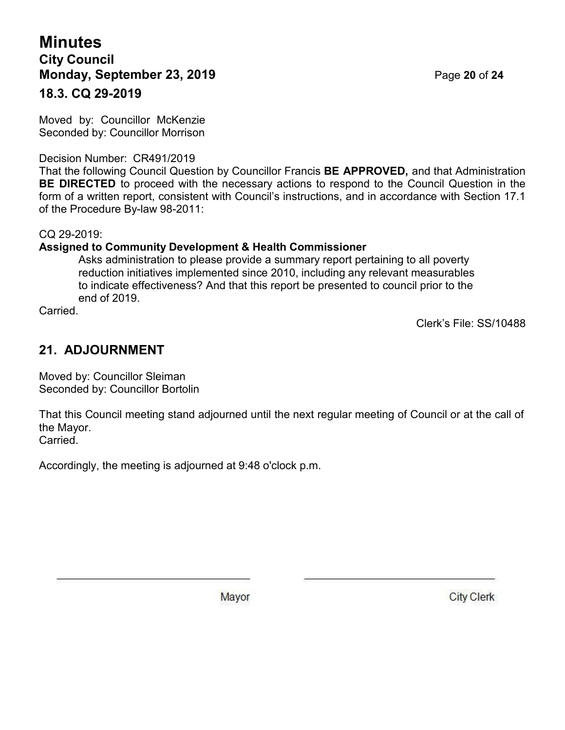### 18.3. CQ 29-2019

Moved by: Councillor McKenzie
Seconded by: Councillor Morrison

Decision Number: CR491/2019
That the following Council Question by Councillor Francis **BE APPROVED,** and that Administration **BE DIRECTED** to proceed with the necessary actions to respond to the Council Question in the form of a written report, consistent with Council's instructions, and in accordance with Section 17.1 of the Procedure By-law 98-2011:

CQ 29-2019:
**Assigned to Community Development & Health Commissioner**

> Asks administration to please provide a summary report pertaining to all poverty reduction initiatives implemented since 2010, including any relevant measurables to indicate effectiveness? And that this report be presented to council prior to the end of 2019.

Carried.

Clerk's File: SS/10488

## 21. ADJOURNMENT

Moved by: Councillor Sleiman
Seconded by: Councillor Bortolin

That this Council meeting stand adjourned until the next regular meeting of Council or at the call of the Mayor.
Carried.

Accordingly, the meeting is adjourned at 9:48 o'clock p.m.

\_\_\_\_\_\_\_\_\_\_\_\_\_\_\_\_\_\_\_\_\_\_\_\_\_\_\_\_\_\_
Mayor

\_\_\_\_\_\_\_\_\_\_\_\_\_\_\_\_\_\_\_\_\_\_\_\_\_\_\_\_\_\_
City Clerk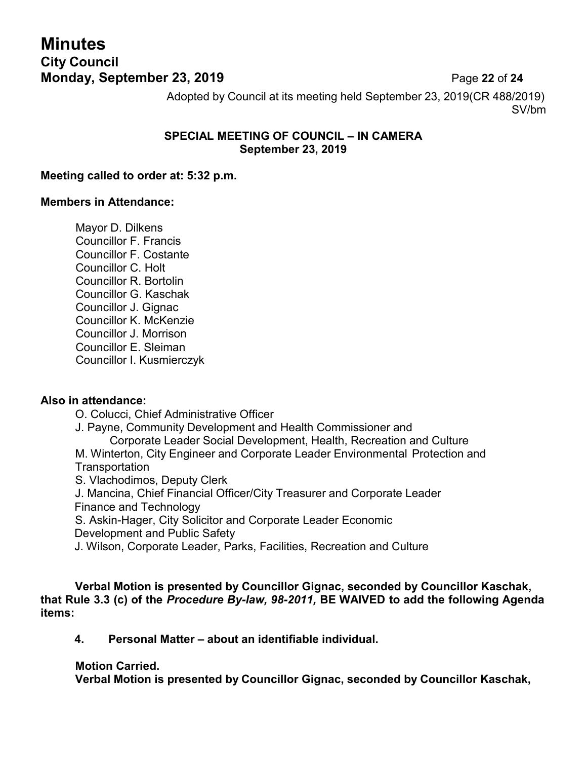Adopted by Council at its meeting held September 23, 2019(CR 488/2019)
SV/bm

**SPECIAL MEETING OF COUNCIL – IN CAMERA**
**September 23, 2019**

**Meeting called to order at: 5:32 p.m.**

**Members in Attendance:**

Mayor D. Dilkens
Councillor F. Francis
Councillor F. Costante
Councillor C. Holt
Councillor R. Bortolin
Councillor G. Kaschak
Councillor J. Gignac
Councillor K. McKenzie
Councillor J. Morrison
Councillor E. Sleiman
Councillor I. Kusmierczyk

**Also in attendance:**

O. Colucci, Chief Administrative Officer
J. Payne, Community Development and Health Commissioner and Corporate Leader Social Development, Health, Recreation and Culture
M. Winterton, City Engineer and Corporate Leader Environmental Protection and Transportation
S. Vlachodimos, Deputy Clerk
J. Mancina, Chief Financial Officer/City Treasurer and Corporate Leader Finance and Technology
S. Askin-Hager, City Solicitor and Corporate Leader Economic Development and Public Safety
J. Wilson, Corporate Leader, Parks, Facilities, Recreation and Culture

**Verbal Motion is presented by Councillor Gignac, seconded by Councillor Kaschak, that Rule 3.3 (c) of the *Procedure By-law, 98-2011,* BE WAIVED to add the following Agenda items:**

**4. Personal Matter – about an identifiable individual.**

**Motion Carried.**
**Verbal Motion is presented by Councillor Gignac, seconded by Councillor Kaschak,**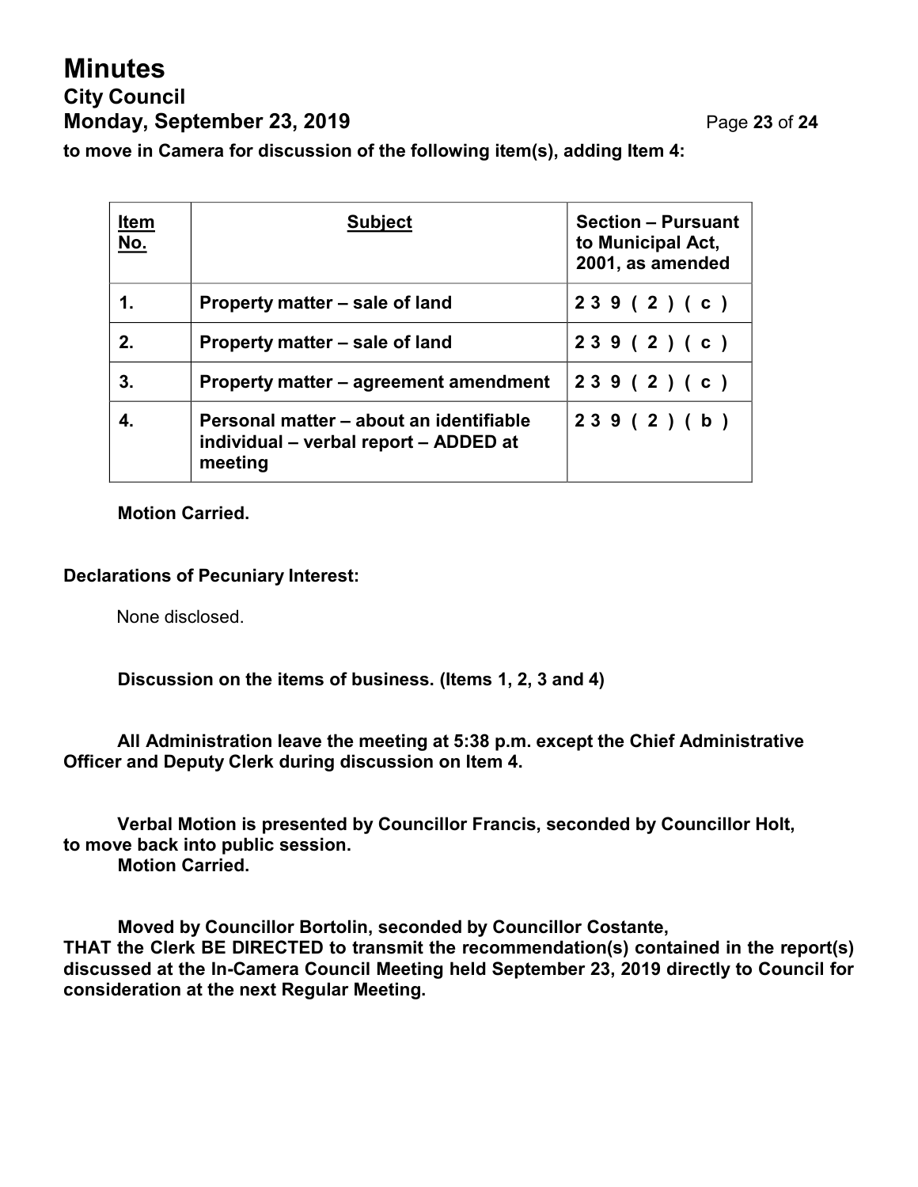**to move in Camera for discussion of the following item(s), adding Item 4:**

| Item No. | Subject | Section – Pursuant to Municipal Act, 2001, as amended |
|---|---|---|
| 1. | Property matter – sale of land | 239 (2) (c) |
| 2. | Property matter – sale of land | 239 (2) (c) |
| 3. | Property matter – agreement amendment | 239 (2) (c) |
| 4. | Personal matter – about an identifiable individual – verbal report – ADDED at meeting | 239 (2) (b) |

**Motion Carried.**

**Declarations of Pecuniary Interest:**

None disclosed.

**Discussion on the items of business. (Items 1, 2, 3 and 4)**

**All Administration leave the meeting at 5:38 p.m. except the Chief Administrative Officer and Deputy Clerk during discussion on Item 4.**

**Verbal Motion is presented by Councillor Francis, seconded by Councillor Holt, to move back into public session.**
**Motion Carried.**

**Moved by Councillor Bortolin, seconded by Councillor Costante,**
**THAT the Clerk BE DIRECTED to transmit the recommendation(s) contained in the report(s) discussed at the In-Camera Council Meeting held September 23, 2019 directly to Council for consideration at the next Regular Meeting.**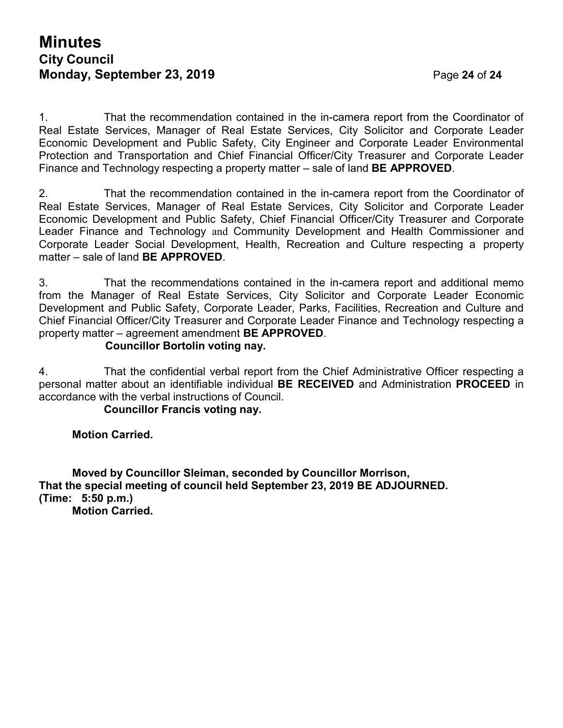1. That the recommendation contained in the in-camera report from the Coordinator of Real Estate Services, Manager of Real Estate Services, City Solicitor and Corporate Leader Economic Development and Public Safety, City Engineer and Corporate Leader Environmental Protection and Transportation and Chief Financial Officer/City Treasurer and Corporate Leader Finance and Technology respecting a property matter – sale of land **BE APPROVED**.

2. That the recommendation contained in the in-camera report from the Coordinator of Real Estate Services, Manager of Real Estate Services, City Solicitor and Corporate Leader Economic Development and Public Safety, Chief Financial Officer/City Treasurer and Corporate Leader Finance and Technology and Community Development and Health Commissioner and Corporate Leader Social Development, Health, Recreation and Culture respecting a property matter – sale of land **BE APPROVED**.

3. That the recommendations contained in the in-camera report and additional memo from the Manager of Real Estate Services, City Solicitor and Corporate Leader Economic Development and Public Safety, Corporate Leader, Parks, Facilities, Recreation and Culture and Chief Financial Officer/City Treasurer and Corporate Leader Finance and Technology respecting a property matter – agreement amendment **BE APPROVED**.

**Councillor Bortolin voting nay.**

4. That the confidential verbal report from the Chief Administrative Officer respecting a personal matter about an identifiable individual **BE RECEIVED** and Administration **PROCEED** in accordance with the verbal instructions of Council.

**Councillor Francis voting nay.**

**Motion Carried.**

**Moved by Councillor Sleiman, seconded by Councillor Morrison,**
**That the special meeting of council held September 23, 2019 BE ADJOURNED.**
**(Time: 5:50 p.m.)**
**Motion Carried.**